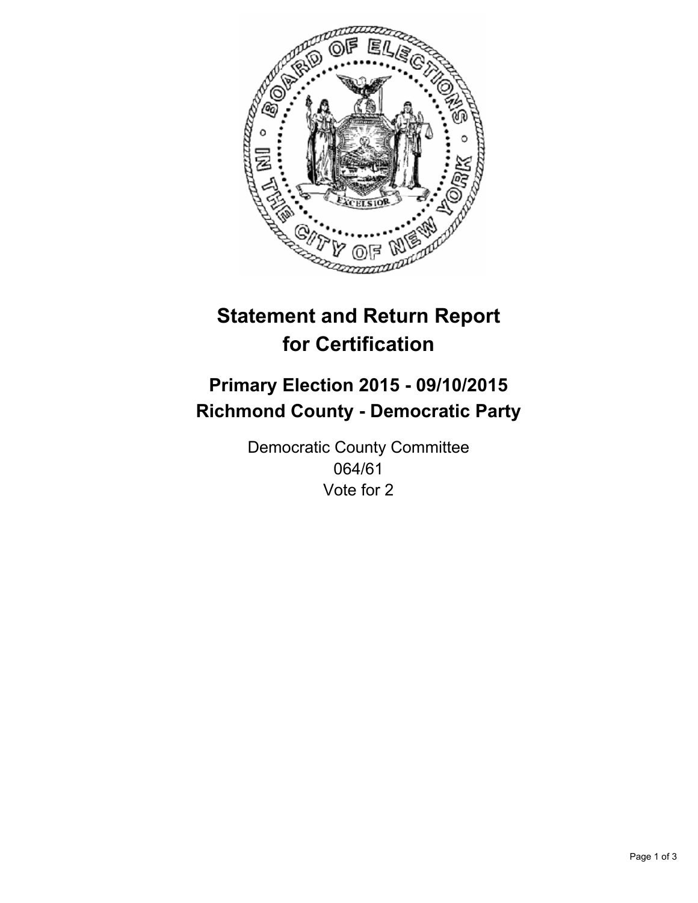# Statement and Return Report for Certification

## Primary Election 2015 - 09/10/2015
## Richmond County - Democratic Party

Democratic County Committee
064/61
Vote for 2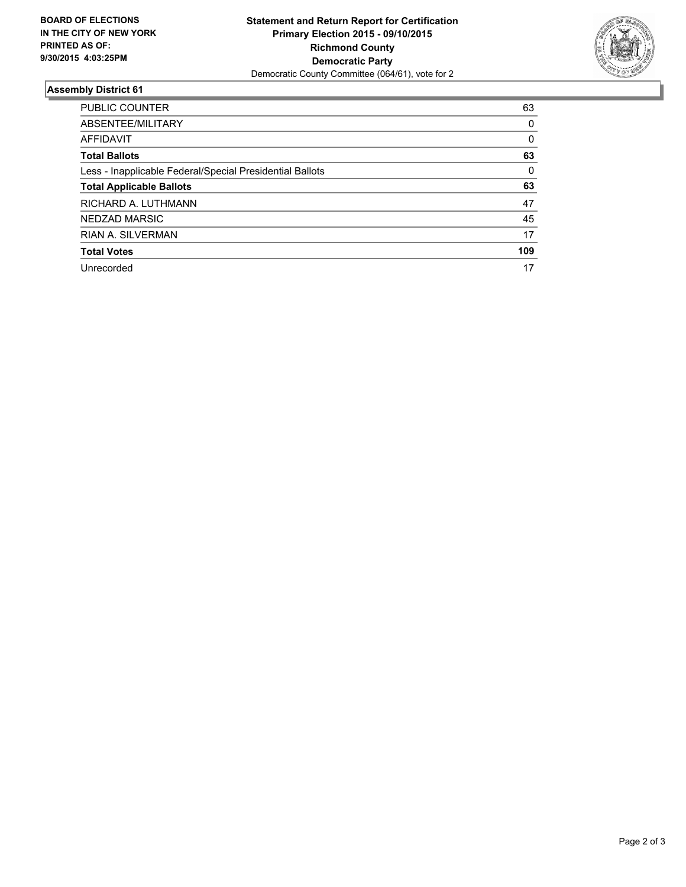**BOARD OF ELECTIONS IN THE CITY OF NEW YORK PRINTED AS OF: 9/30/2015 4:03:25PM**

**Statement and Return Report for Certification**
**Primary Election 2015 - 09/10/2015**
**Richmond County**
**Democratic Party**
Democratic County Committee (064/61), vote for 2

## Assembly District 61

| | |
|---|---|
| PUBLIC COUNTER | 63 |
| ABSENTEE/MILITARY | 0 |
| AFFIDAVIT | 0 |
| **Total Ballots** | **63** |
| Less - Inapplicable Federal/Special Presidential Ballots | 0 |
| **Total Applicable Ballots** | **63** |
| RICHARD A. LUTHMANN | 47 |
| NEDZAD MARSIC | 45 |
| RIAN A. SILVERMAN | 17 |
| **Total Votes** | **109** |
| Unrecorded | 17 |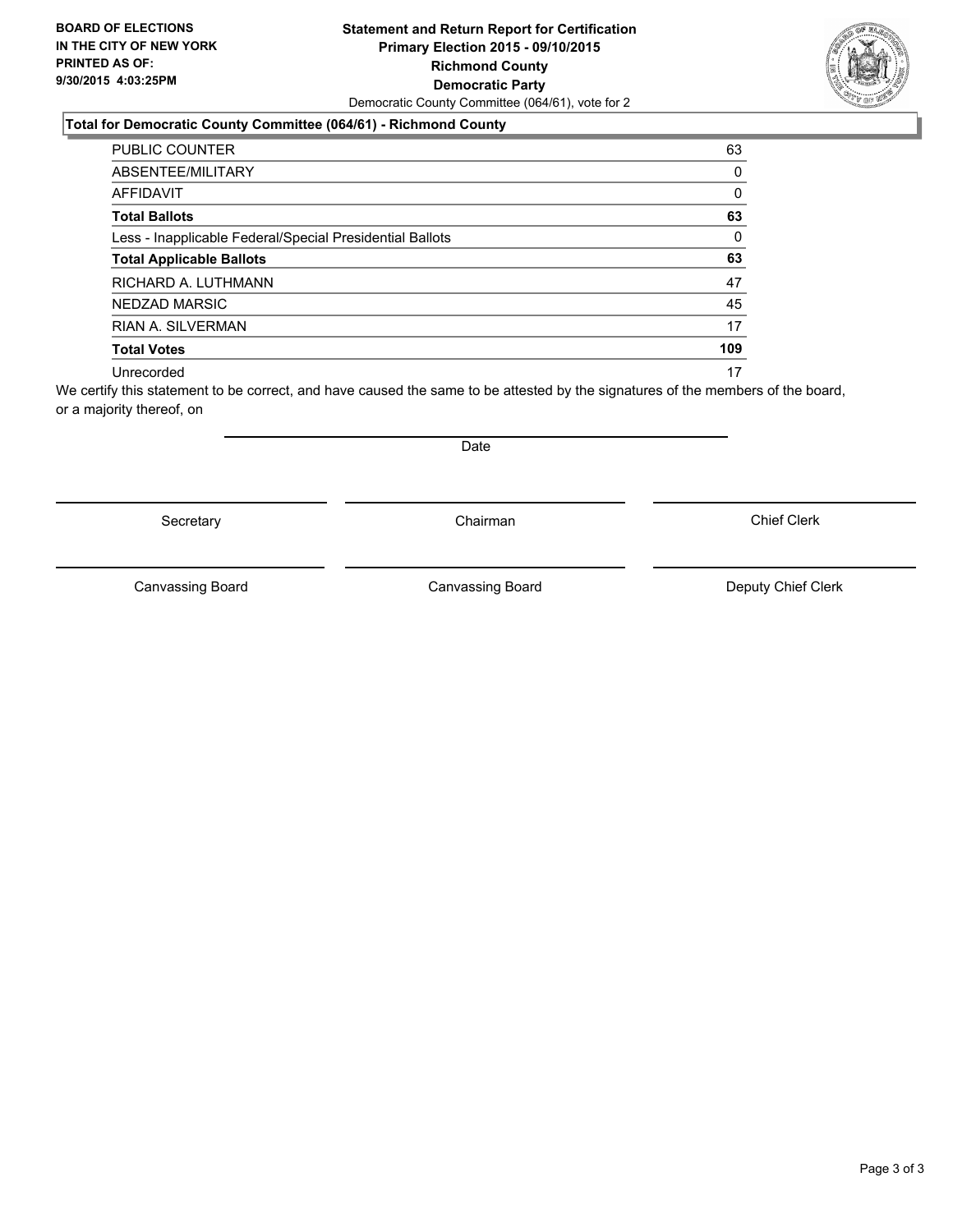**BOARD OF ELECTIONS IN THE CITY OF NEW YORK PRINTED AS OF: 9/30/2015 4:03:25PM**

**Statement and Return Report for Certification**
**Primary Election 2015 - 09/10/2015**
**Richmond County**
**Democratic Party**
Democratic County Committee (064/61), vote for 2

**Total for Democratic County Committee (064/61) - Richmond County**

| | |
|---|---|
| PUBLIC COUNTER | 63 |
| ABSENTEE/MILITARY | 0 |
| AFFIDAVIT | 0 |
| **Total Ballots** | **63** |
| Less - Inapplicable Federal/Special Presidential Ballots | 0 |
| **Total Applicable Ballots** | **63** |
| RICHARD A. LUTHMANN | 47 |
| NEDZAD MARSIC | 45 |
| RIAN A. SILVERMAN | 17 |
| **Total Votes** | **109** |
| Unrecorded | 17 |

We certify this statement to be correct, and have caused the same to be attested by the signatures of the members of the board, or a majority thereof, on

Date

Secretary

Chairman

Chief Clerk

Canvassing Board

Canvassing Board

Deputy Chief Clerk